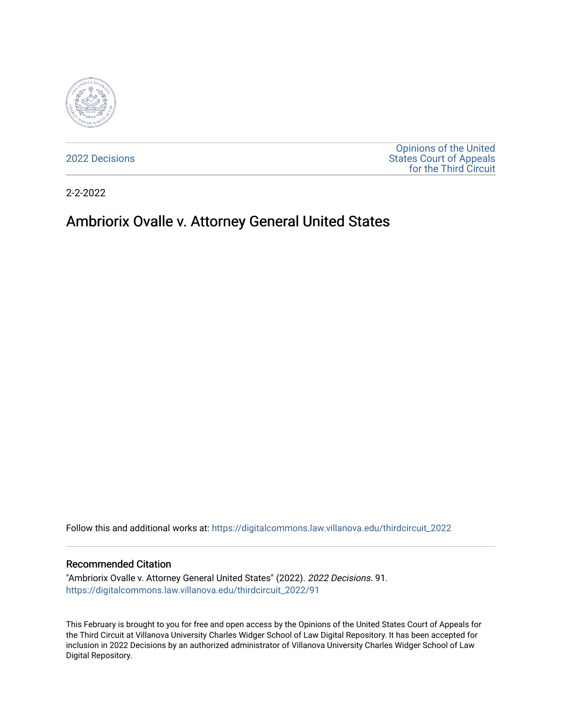2022 Decisions

Opinions of the United States Court of Appeals for the Third Circuit

2-2-2022

# Ambriorix Ovalle v. Attorney General United States

Follow this and additional works at: https://digitalcommons.law.villanova.edu/thirdcircuit_2022

## Recommended Citation

"Ambriorix Ovalle v. Attorney General United States" (2022). *2022 Decisions*. 91.
https://digitalcommons.law.villanova.edu/thirdcircuit_2022/91

This February is brought to you for free and open access by the Opinions of the United States Court of Appeals for the Third Circuit at Villanova University Charles Widger School of Law Digital Repository. It has been accepted for inclusion in 2022 Decisions by an authorized administrator of Villanova University Charles Widger School of Law Digital Repository.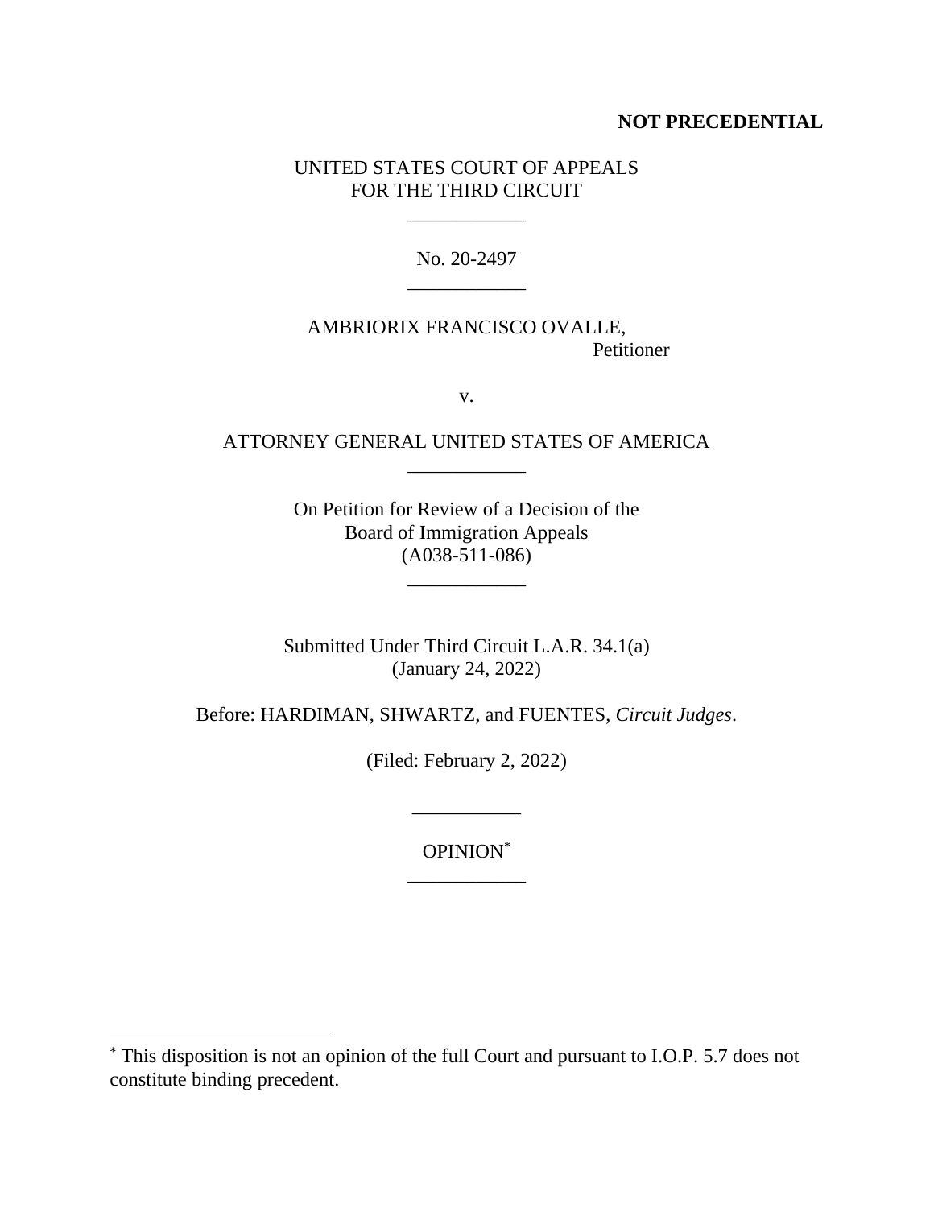**NOT PRECEDENTIAL**

UNITED STATES COURT OF APPEALS
FOR THE THIRD CIRCUIT

\_\_\_\_\_\_\_\_\_\_\_\_

No. 20-2497

\_\_\_\_\_\_\_\_\_\_\_\_

AMBRIORIX FRANCISCO OVALLE,
Petitioner

v.

ATTORNEY GENERAL UNITED STATES OF AMERICA

\_\_\_\_\_\_\_\_\_\_\_\_

On Petition for Review of a Decision of the
Board of Immigration Appeals
(A038-511-086)

\_\_\_\_\_\_\_\_\_\_\_\_

Submitted Under Third Circuit L.A.R. 34.1(a)
(January 24, 2022)

Before: HARDIMAN, SHWARTZ, and FUENTES, *Circuit Judges*.

(Filed: February 2, 2022)

\_\_\_\_\_\_\_\_\_\_\_

OPINION[*]

\_\_\_\_\_\_\_\_\_\_\_\_

[*] This disposition is not an opinion of the full Court and pursuant to I.O.P. 5.7 does not constitute binding precedent.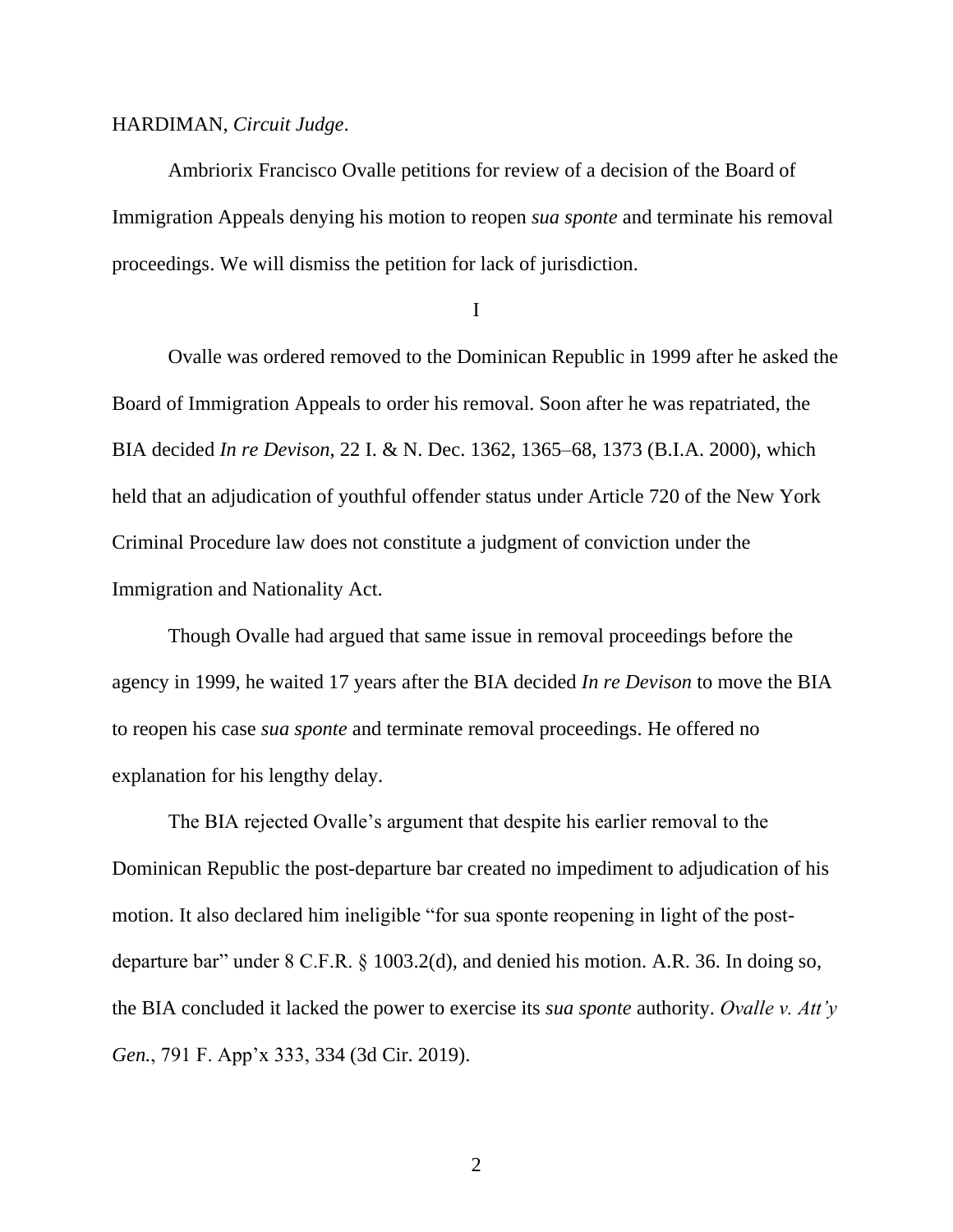HARDIMAN, *Circuit Judge*.

Ambriorix Francisco Ovalle petitions for review of a decision of the Board of Immigration Appeals denying his motion to reopen *sua sponte* and terminate his removal proceedings. We will dismiss the petition for lack of jurisdiction.

I

Ovalle was ordered removed to the Dominican Republic in 1999 after he asked the Board of Immigration Appeals to order his removal. Soon after he was repatriated, the BIA decided *In re Devison*, 22 I. & N. Dec. 1362, 1365–68, 1373 (B.I.A. 2000), which held that an adjudication of youthful offender status under Article 720 of the New York Criminal Procedure law does not constitute a judgment of conviction under the Immigration and Nationality Act.

Though Ovalle had argued that same issue in removal proceedings before the agency in 1999, he waited 17 years after the BIA decided *In re Devison* to move the BIA to reopen his case *sua sponte* and terminate removal proceedings. He offered no explanation for his lengthy delay.

The BIA rejected Ovalle's argument that despite his earlier removal to the Dominican Republic the post-departure bar created no impediment to adjudication of his motion. It also declared him ineligible "for sua sponte reopening in light of the post-departure bar" under 8 C.F.R. § 1003.2(d), and denied his motion. A.R. 36. In doing so, the BIA concluded it lacked the power to exercise its *sua sponte* authority. *Ovalle v. Att'y Gen.*, 791 F. App'x 333, 334 (3d Cir. 2019).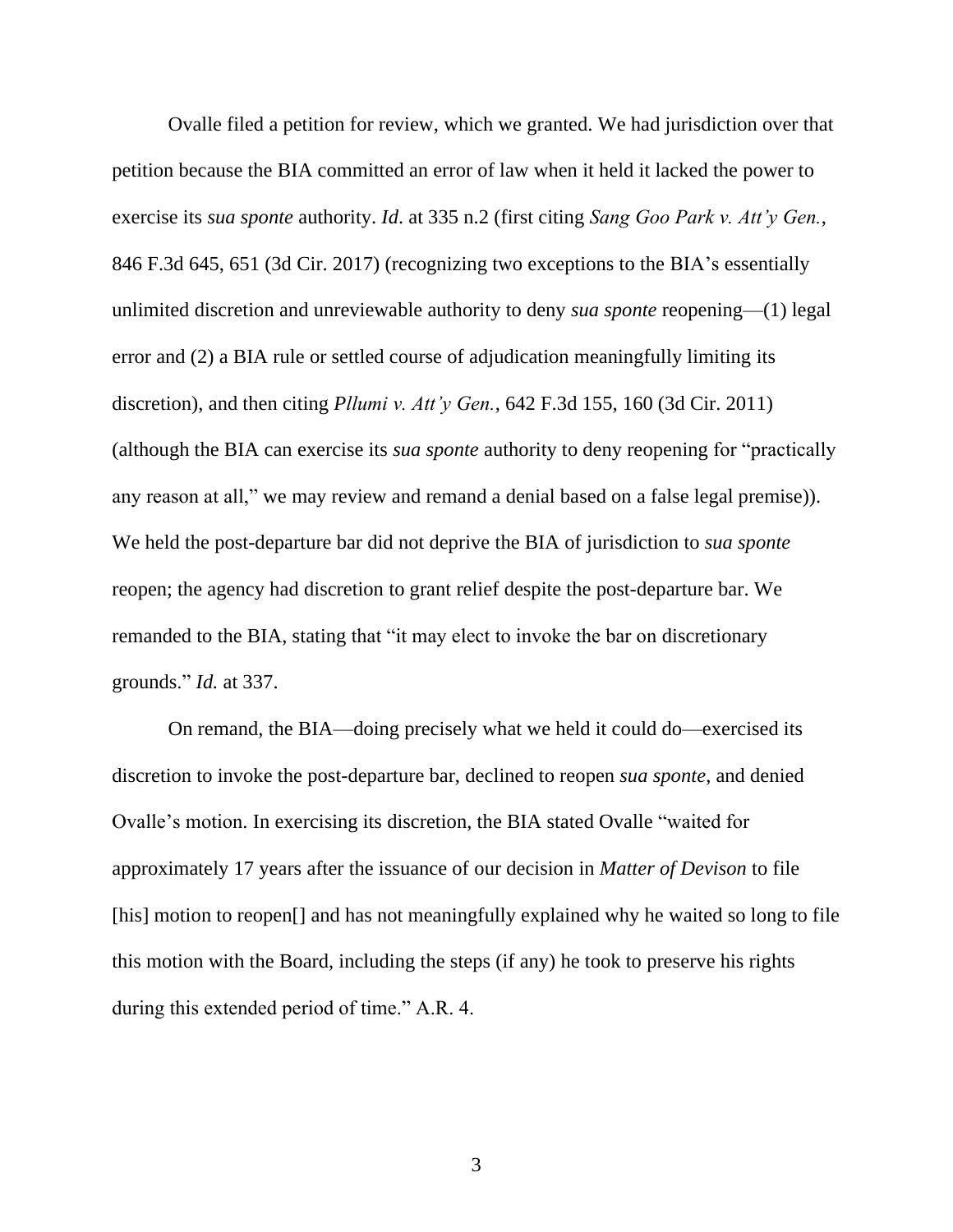Ovalle filed a petition for review, which we granted. We had jurisdiction over that petition because the BIA committed an error of law when it held it lacked the power to exercise its *sua sponte* authority. *Id*. at 335 n.2 (first citing *Sang Goo Park v. Att'y Gen.*, 846 F.3d 645, 651 (3d Cir. 2017) (recognizing two exceptions to the BIA's essentially unlimited discretion and unreviewable authority to deny *sua sponte* reopening—(1) legal error and (2) a BIA rule or settled course of adjudication meaningfully limiting its discretion), and then citing *Pllumi v. Att'y Gen.*, 642 F.3d 155, 160 (3d Cir. 2011) (although the BIA can exercise its *sua sponte* authority to deny reopening for "practically any reason at all," we may review and remand a denial based on a false legal premise)). We held the post-departure bar did not deprive the BIA of jurisdiction to *sua sponte* reopen; the agency had discretion to grant relief despite the post-departure bar. We remanded to the BIA, stating that "it may elect to invoke the bar on discretionary grounds." *Id.* at 337.

On remand, the BIA—doing precisely what we held it could do—exercised its discretion to invoke the post-departure bar, declined to reopen *sua sponte*, and denied Ovalle's motion. In exercising its discretion, the BIA stated Ovalle "waited for approximately 17 years after the issuance of our decision in *Matter of Devison* to file [his] motion to reopen[] and has not meaningfully explained why he waited so long to file this motion with the Board, including the steps (if any) he took to preserve his rights during this extended period of time." A.R. 4.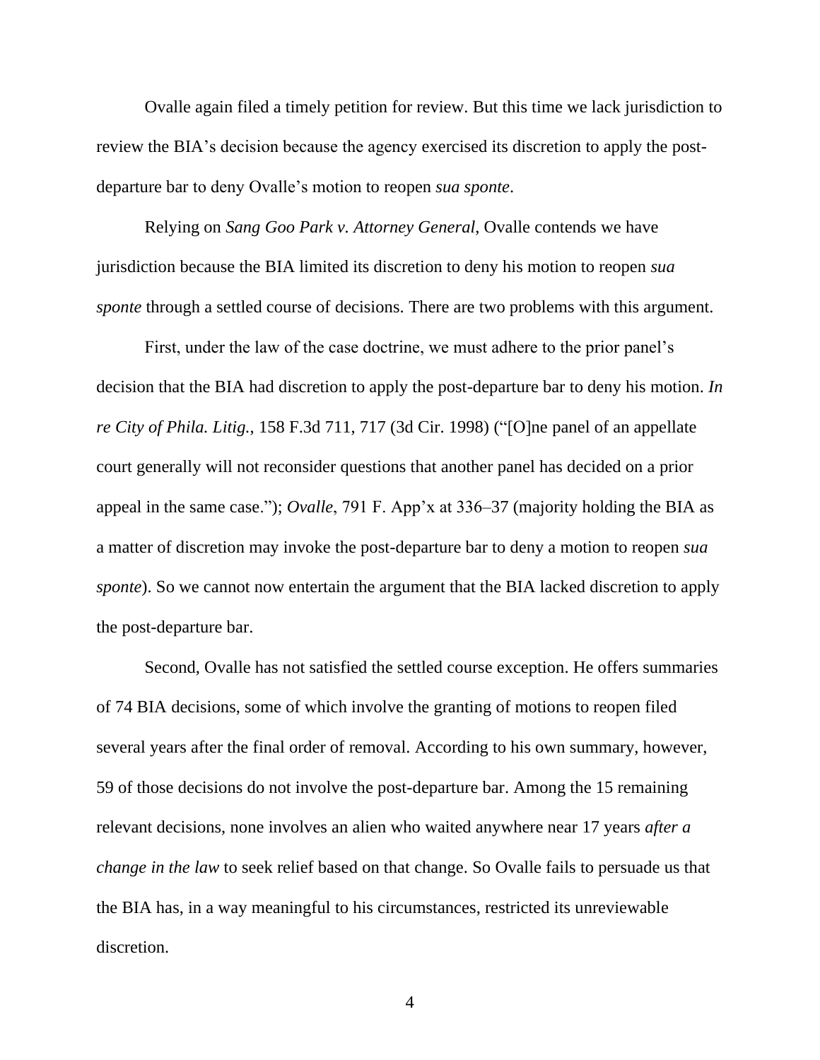Ovalle again filed a timely petition for review. But this time we lack jurisdiction to review the BIA's decision because the agency exercised its discretion to apply the post-departure bar to deny Ovalle's motion to reopen *sua sponte*.

Relying on *Sang Goo Park v. Attorney General*, Ovalle contends we have jurisdiction because the BIA limited its discretion to deny his motion to reopen *sua sponte* through a settled course of decisions. There are two problems with this argument.

First, under the law of the case doctrine, we must adhere to the prior panel's decision that the BIA had discretion to apply the post-departure bar to deny his motion. *In re City of Phila. Litig.*, 158 F.3d 711, 717 (3d Cir. 1998) ("[O]ne panel of an appellate court generally will not reconsider questions that another panel has decided on a prior appeal in the same case."); *Ovalle*, 791 F. App'x at 336–37 (majority holding the BIA as a matter of discretion may invoke the post-departure bar to deny a motion to reopen *sua sponte*). So we cannot now entertain the argument that the BIA lacked discretion to apply the post-departure bar.

Second, Ovalle has not satisfied the settled course exception. He offers summaries of 74 BIA decisions, some of which involve the granting of motions to reopen filed several years after the final order of removal. According to his own summary, however, 59 of those decisions do not involve the post-departure bar. Among the 15 remaining relevant decisions, none involves an alien who waited anywhere near 17 years *after a change in the law* to seek relief based on that change. So Ovalle fails to persuade us that the BIA has, in a way meaningful to his circumstances, restricted its unreviewable discretion.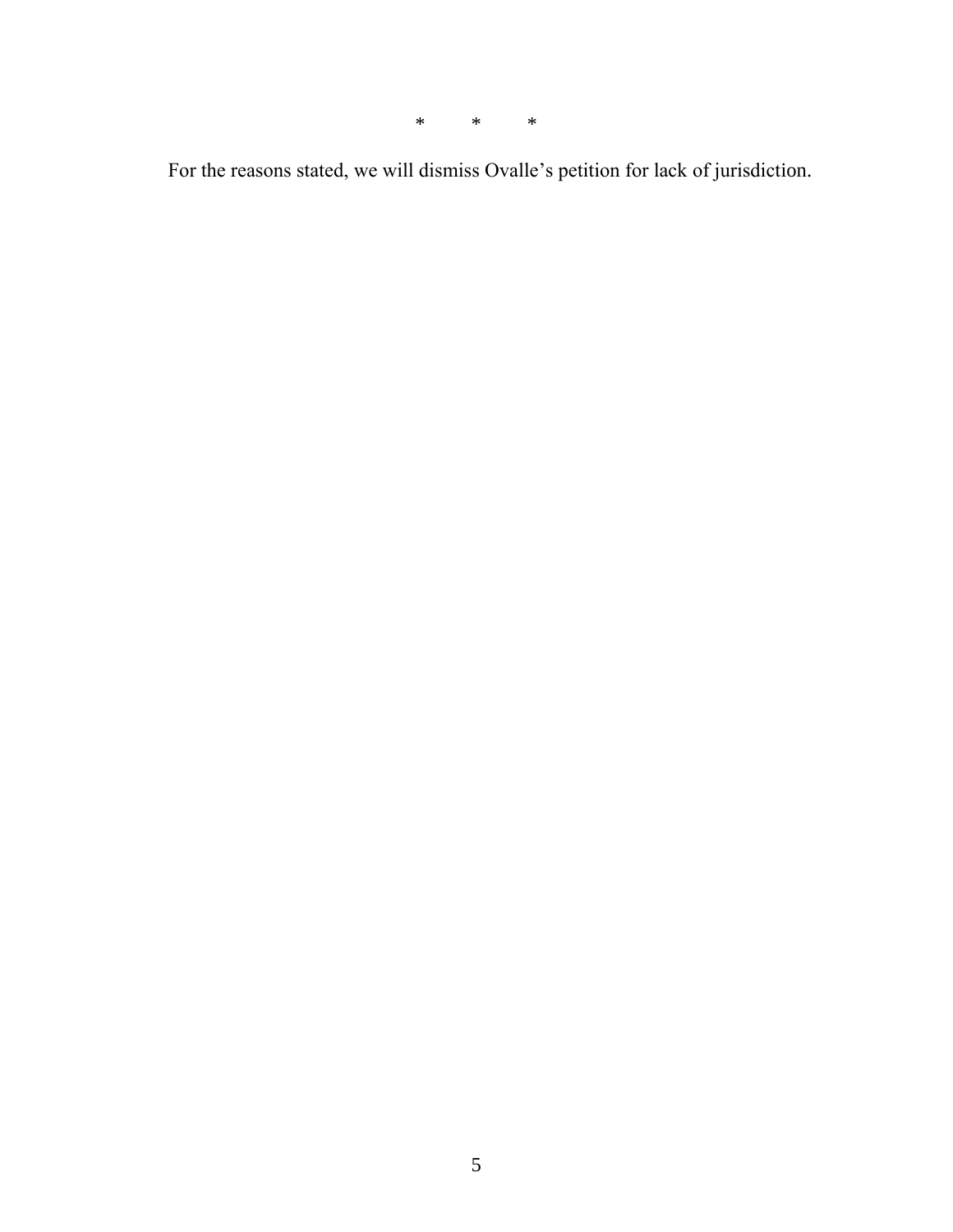\*     \*     \*

For the reasons stated, we will dismiss Ovalle's petition for lack of jurisdiction.